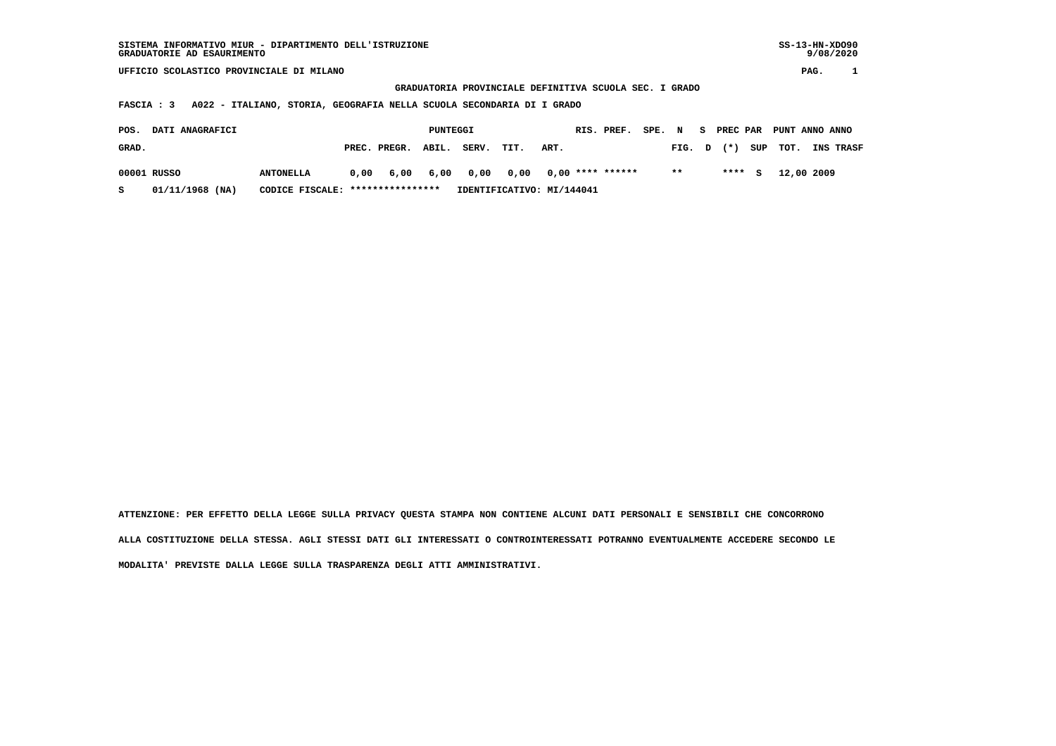SISTEMA INFORMATIVO MIUR - DIPARTIMENTO DELL'ISTRUZIONE
GRADUATORIE AD ESAURIMENTO

SS-13-HN-XDO90
9/08/2020

UFFICIO SCOLASTICO PROVINCIALE DI MILANO

GRADUATORIA PROVINCIALE DEFINITIVA SCUOLA SEC. I GRADO

FASCIA : 3 A022 - ITALIANO, STORIA, GEOGRAFIA NELLA SCUOLA SECONDARIA DI I GRADO

| POS. GRAD. | DATI ANAGRAFICI | | PUNTEGGI PREC. | PREGR. | ABIL. | SERV. | TIT. | ART. | RIS. | PREF. | SPE. | N FIG. | S D | PREC (*) | PAR SUP | PUNT TOT. | ANNO INS | ANNO TRASF |
|---|---|---|---|---|---|---|---|---|---|---|---|---|---|---|---|---|---|---|
| 00001 | RUSSO | ANTONELLA | 0,00 | 6,00 | 6,00 | 0,00 | 0,00 | 0,00 | **** | ****** | | ** | | **** | S | 12,00 | 2009 | |
| S | 01/11/1968 (NA) | CODICE FISCALE: **************** | IDENTIFICATIVO: MI/144041 | | | | | | | | | | | | | | | |

ATTENZIONE: PER EFFETTO DELLA LEGGE SULLA PRIVACY QUESTA STAMPA NON CONTIENE ALCUNI DATI PERSONALI E SENSIBILI CHE CONCORRONO ALLA COSTITUZIONE DELLA STESSA. AGLI STESSI DATI GLI INTERESSATI O CONTROINTERESSATI POTRANNO EVENTUALMENTE ACCEDERE SECONDO LE MODALITA' PREVISTE DALLA LEGGE SULLA TRASPARENZA DEGLI ATTI AMMINISTRATIVI.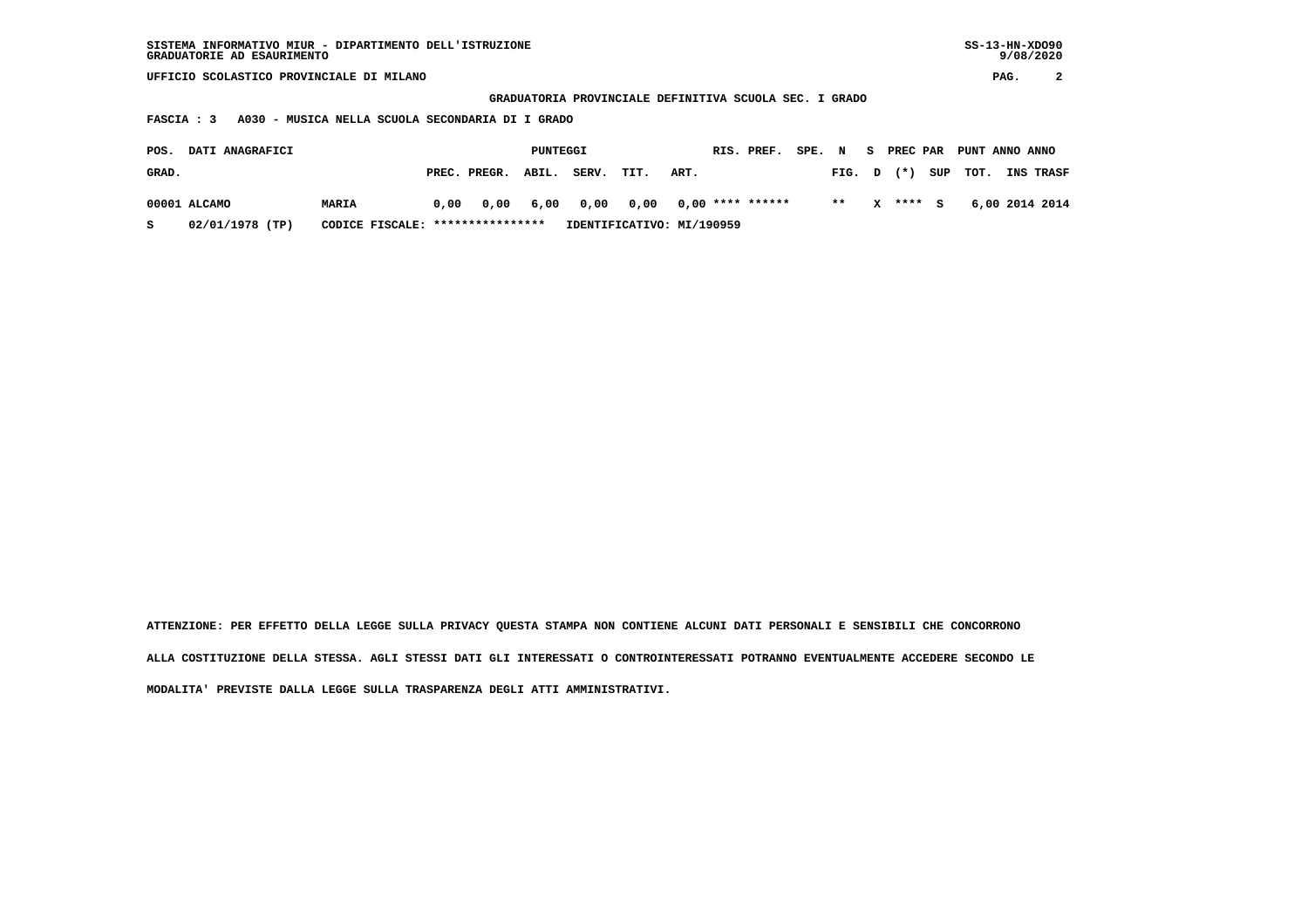SISTEMA INFORMATIVO MIUR - DIPARTIMENTO DELL'ISTRUZIONE
GRADUATORIE AD ESAURIMENTO

UFFICIO SCOLASTICO PROVINCIALE DI MILANO

**GRADUATORIA PROVINCIALE DEFINITIVA SCUOLA SEC. I GRADO**

**FASCIA : 3 A030 - MUSICA NELLA SCUOLA SECONDARIA DI I GRADO**

| POS. GRAD. | DATI ANAGRAFICI | | PUNTEGGI PREC. | PREGR. | ABIL. | SERV. | TIT. | ART. | RIS. | PREF. | SPE. FIG. | N D | S (*) | PREC PAR SUP | PUNT TOT. | ANNO INS | ANNO TRASF |
|---|---|---|---|---|---|---|---|---|---|---|---|---|---|---|---|---|---|
| 00001 | ALCAMO | MARIA | 0,00 | 0,00 | 6,00 | 0,00 | 0,00 | 0,00 | **** | ****** | ** | X | **** | S | 6,00 | 2014 | 2014 |
| S | 02/01/1978 (TP) | CODICE FISCALE: **************** | IDENTIFICATIVO: MI/190959 | | | | | | | | | | | | | | |

ATTENZIONE: PER EFFETTO DELLA LEGGE SULLA PRIVACY QUESTA STAMPA NON CONTIENE ALCUNI DATI PERSONALI E SENSIBILI CHE CONCORRONO ALLA COSTITUZIONE DELLA STESSA. AGLI STESSI DATI GLI INTERESSATI O CONTROINTERESSATI POTRANNO EVENTUALMENTE ACCEDERE SECONDO LE MODALITA' PREVISTE DALLA LEGGE SULLA TRASPARENZA DEGLI ATTI AMMINISTRATIVI.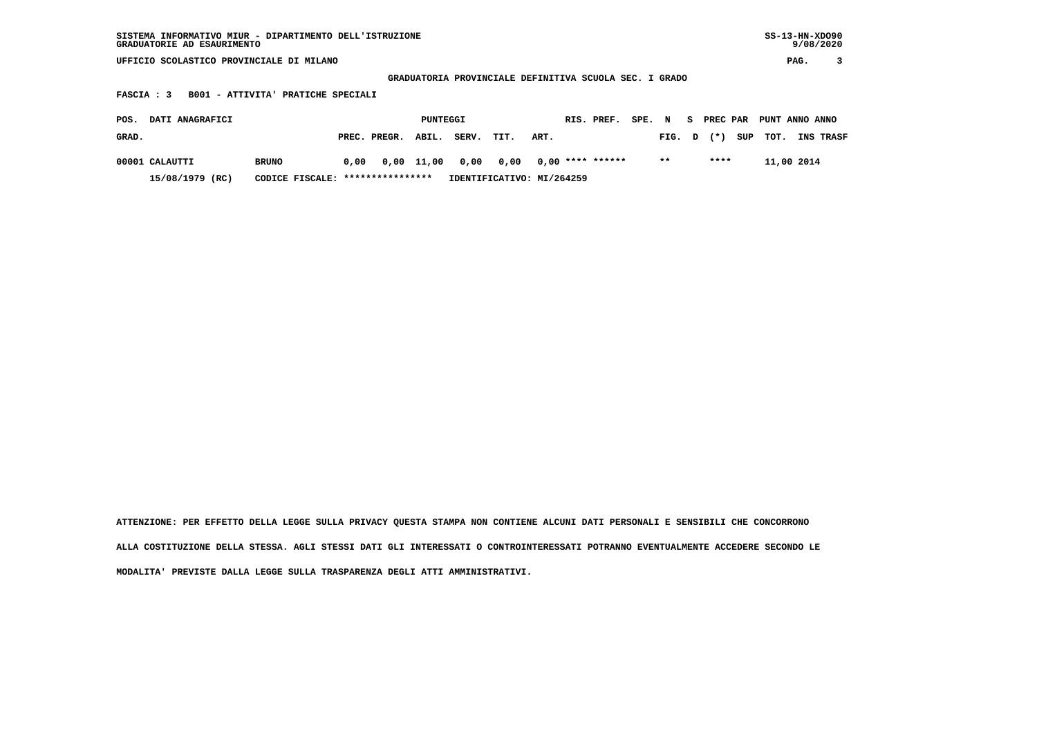GRADUATORIA PROVINCIALE DEFINITIVA SCUOLA SEC. I GRADO

FASCIA : 3 B001 - ATTIVITA' PRATICHE SPECIALI

| POS. GRAD. | DATI ANAGRAFICI | | PREC. | PREGR. | ABIL. | SERV. | TIT. | ART. | RIS. | PREF. | SPE. | N FIG. | S D | PREC (*) | PAR SUP | PUNT TOT. | ANNO INS | ANNO TRASF |
|---|---|---|---|---|---|---|---|---|---|---|---|---|---|---|---|---|---|---|
| 00001 | CALAUTTI | BRUNO | 0,00 | 0,00 | 11,00 | 0,00 | 0,00 | 0,00 | **** | ****** | | ** | | **** | | 11,00 | 2014 | |
| | 15/08/1979 (RC) | CODICE FISCALE: **************** | IDENTIFICATIVO: MI/264259 | | | | | | | | | | | | | | | |

**ATTENZIONE: PER EFFETTO DELLA LEGGE SULLA PRIVACY QUESTA STAMPA NON CONTIENE ALCUNI DATI PERSONALI E SENSIBILI CHE CONCORRONO ALLA COSTITUZIONE DELLA STESSA. AGLI STESSI DATI GLI INTERESSATI O CONTROINTERESSATI POTRANNO EVENTUALMENTE ACCEDERE SECONDO LE MODALITA' PREVISTE DALLA LEGGE SULLA TRASPARENZA DEGLI ATTI AMMINISTRATIVI.**